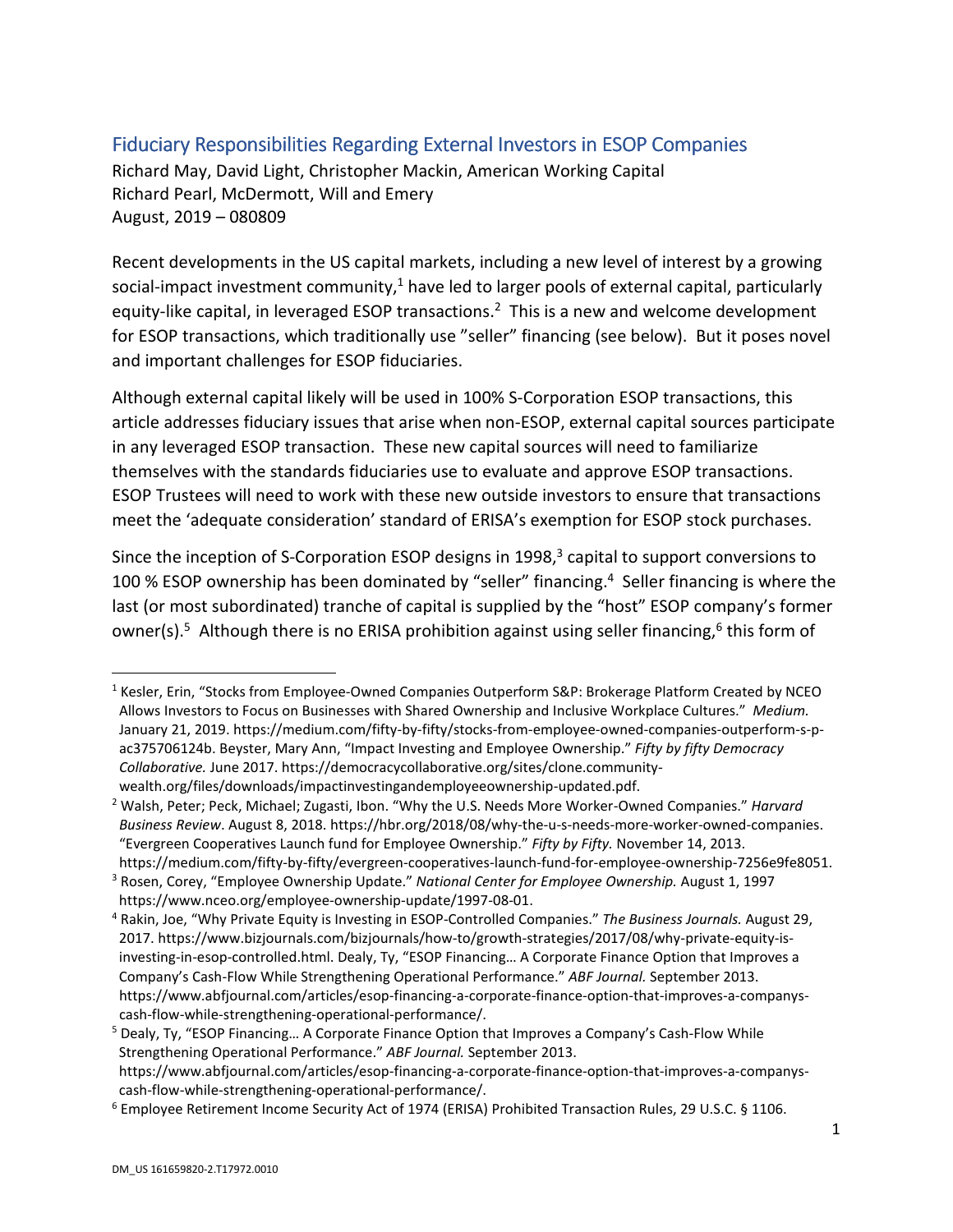## Fiduciary Responsibilities Regarding External Investors in ESOP Companies

Richard May, David Light, Christopher Mackin, American Working Capital
Richard Pearl, McDermott, Will and Emery
August, 2019 – 080809

Recent developments in the US capital markets, including a new level of interest by a growing social-impact investment community,[1] have led to larger pools of external capital, particularly equity-like capital, in leveraged ESOP transactions.[2] This is a new and welcome development for ESOP transactions, which traditionally use "seller" financing (see below). But it poses novel and important challenges for ESOP fiduciaries.

Although external capital likely will be used in 100% S-Corporation ESOP transactions, this article addresses fiduciary issues that arise when non-ESOP, external capital sources participate in any leveraged ESOP transaction. These new capital sources will need to familiarize themselves with the standards fiduciaries use to evaluate and approve ESOP transactions. ESOP Trustees will need to work with these new outside investors to ensure that transactions meet the 'adequate consideration' standard of ERISA's exemption for ESOP stock purchases.

Since the inception of S-Corporation ESOP designs in 1998,[3] capital to support conversions to 100 % ESOP ownership has been dominated by "seller" financing.[4] Seller financing is where the last (or most subordinated) tranche of capital is supplied by the "host" ESOP company's former owner(s).[5] Although there is no ERISA prohibition against using seller financing,[6] this form of

---

[1] Kesler, Erin, "Stocks from Employee-Owned Companies Outperform S&P: Brokerage Platform Created by NCEO Allows Investors to Focus on Businesses with Shared Ownership and Inclusive Workplace Cultures." *Medium.* January 21, 2019. https://medium.com/fifty-by-fifty/stocks-from-employee-owned-companies-outperform-s-p-ac375706124b. Beyster, Mary Ann, "Impact Investing and Employee Ownership." *Fifty by fifty Democracy Collaborative.* June 2017. https://democracycollaborative.org/sites/clone.community-wealth.org/files/downloads/impactinvestingandemployeeownership-updated.pdf.

[2] Walsh, Peter; Peck, Michael; Zugasti, Ibon. "Why the U.S. Needs More Worker-Owned Companies." *Harvard Business Review*. August 8, 2018. https://hbr.org/2018/08/why-the-u-s-needs-more-worker-owned-companies. "Evergreen Cooperatives Launch fund for Employee Ownership." *Fifty by Fifty.* November 14, 2013. https://medium.com/fifty-by-fifty/evergreen-cooperatives-launch-fund-for-employee-ownership-7256e9fe8051.

[3] Rosen, Corey, "Employee Ownership Update." *National Center for Employee Ownership.* August 1, 1997 https://www.nceo.org/employee-ownership-update/1997-08-01.

[4] Rakin, Joe, "Why Private Equity is Investing in ESOP-Controlled Companies." *The Business Journals.* August 29, 2017. https://www.bizjournals.com/bizjournals/how-to/growth-strategies/2017/08/why-private-equity-is-investing-in-esop-controlled.html. Dealy, Ty, "ESOP Financing… A Corporate Finance Option that Improves a Company's Cash-Flow While Strengthening Operational Performance." *ABF Journal.* September 2013. https://www.abfjournal.com/articles/esop-financing-a-corporate-finance-option-that-improves-a-companys-cash-flow-while-strengthening-operational-performance/.

[5] Dealy, Ty, "ESOP Financing… A Corporate Finance Option that Improves a Company's Cash-Flow While Strengthening Operational Performance." *ABF Journal.* September 2013. https://www.abfjournal.com/articles/esop-financing-a-corporate-finance-option-that-improves-a-companys-cash-flow-while-strengthening-operational-performance/.

[6] Employee Retirement Income Security Act of 1974 (ERISA) Prohibited Transaction Rules, 29 U.S.C. § 1106.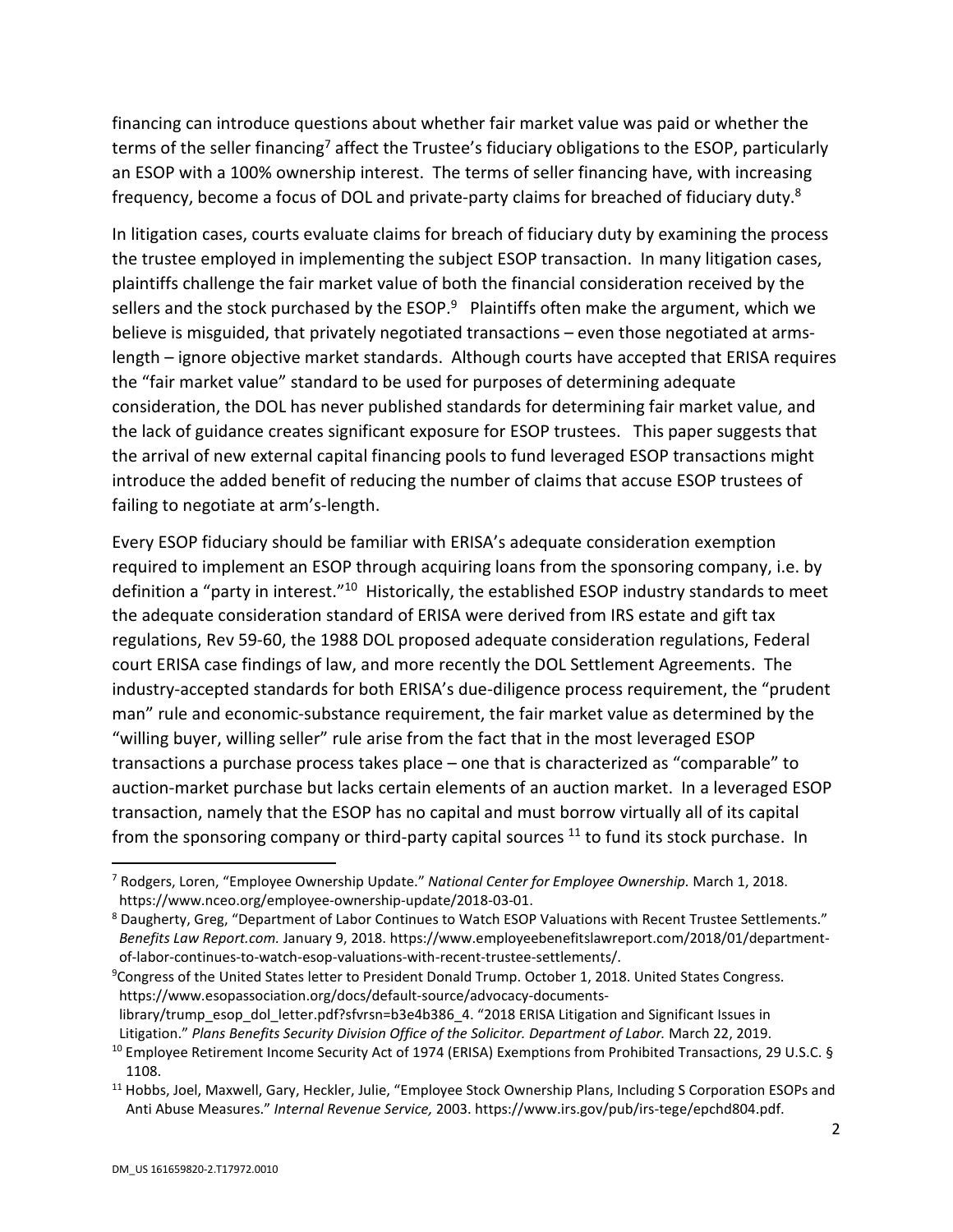financing can introduce questions about whether fair market value was paid or whether the terms of the seller financing[7] affect the Trustee's fiduciary obligations to the ESOP, particularly an ESOP with a 100% ownership interest. The terms of seller financing have, with increasing frequency, become a focus of DOL and private-party claims for breached of fiduciary duty.[8]

In litigation cases, courts evaluate claims for breach of fiduciary duty by examining the process the trustee employed in implementing the subject ESOP transaction. In many litigation cases, plaintiffs challenge the fair market value of both the financial consideration received by the sellers and the stock purchased by the ESOP.[9] Plaintiffs often make the argument, which we believe is misguided, that privately negotiated transactions – even those negotiated at arms-length – ignore objective market standards. Although courts have accepted that ERISA requires the "fair market value" standard to be used for purposes of determining adequate consideration, the DOL has never published standards for determining fair market value, and the lack of guidance creates significant exposure for ESOP trustees. This paper suggests that the arrival of new external capital financing pools to fund leveraged ESOP transactions might introduce the added benefit of reducing the number of claims that accuse ESOP trustees of failing to negotiate at arm's-length.

Every ESOP fiduciary should be familiar with ERISA's adequate consideration exemption required to implement an ESOP through acquiring loans from the sponsoring company, i.e. by definition a "party in interest."[10] Historically, the established ESOP industry standards to meet the adequate consideration standard of ERISA were derived from IRS estate and gift tax regulations, Rev 59-60, the 1988 DOL proposed adequate consideration regulations, Federal court ERISA case findings of law, and more recently the DOL Settlement Agreements. The industry-accepted standards for both ERISA's due-diligence process requirement, the "prudent man" rule and economic-substance requirement, the fair market value as determined by the "willing buyer, willing seller" rule arise from the fact that in the most leveraged ESOP transactions a purchase process takes place – one that is characterized as "comparable" to auction-market purchase but lacks certain elements of an auction market. In a leveraged ESOP transaction, namely that the ESOP has no capital and must borrow virtually all of its capital from the sponsoring company or third-party capital sources [11] to fund its stock purchase. In

---

[7] Rodgers, Loren, "Employee Ownership Update." *National Center for Employee Ownership.* March 1, 2018. https://www.nceo.org/employee-ownership-update/2018-03-01.

[8] Daugherty, Greg, "Department of Labor Continues to Watch ESOP Valuations with Recent Trustee Settlements." *Benefits Law Report.com.* January 9, 2018. https://www.employeebenefitslawreport.com/2018/01/department-of-labor-continues-to-watch-esop-valuations-with-recent-trustee-settlements/.

[9] Congress of the United States letter to President Donald Trump. October 1, 2018. United States Congress. https://www.esopassociation.org/docs/default-source/advocacy-documents-library/trump_esop_dol_letter.pdf?sfvrsn=b3e4b386_4. "2018 ERISA Litigation and Significant Issues in Litigation." *Plans Benefits Security Division Office of the Solicitor. Department of Labor.* March 22, 2019.

[10] Employee Retirement Income Security Act of 1974 (ERISA) Exemptions from Prohibited Transactions, 29 U.S.C. § 1108.

[11] Hobbs, Joel, Maxwell, Gary, Heckler, Julie, "Employee Stock Ownership Plans, Including S Corporation ESOPs and Anti Abuse Measures." *Internal Revenue Service,* 2003. https://www.irs.gov/pub/irs-tege/epchd804.pdf.

DM_US 161659820-2.T17972.0010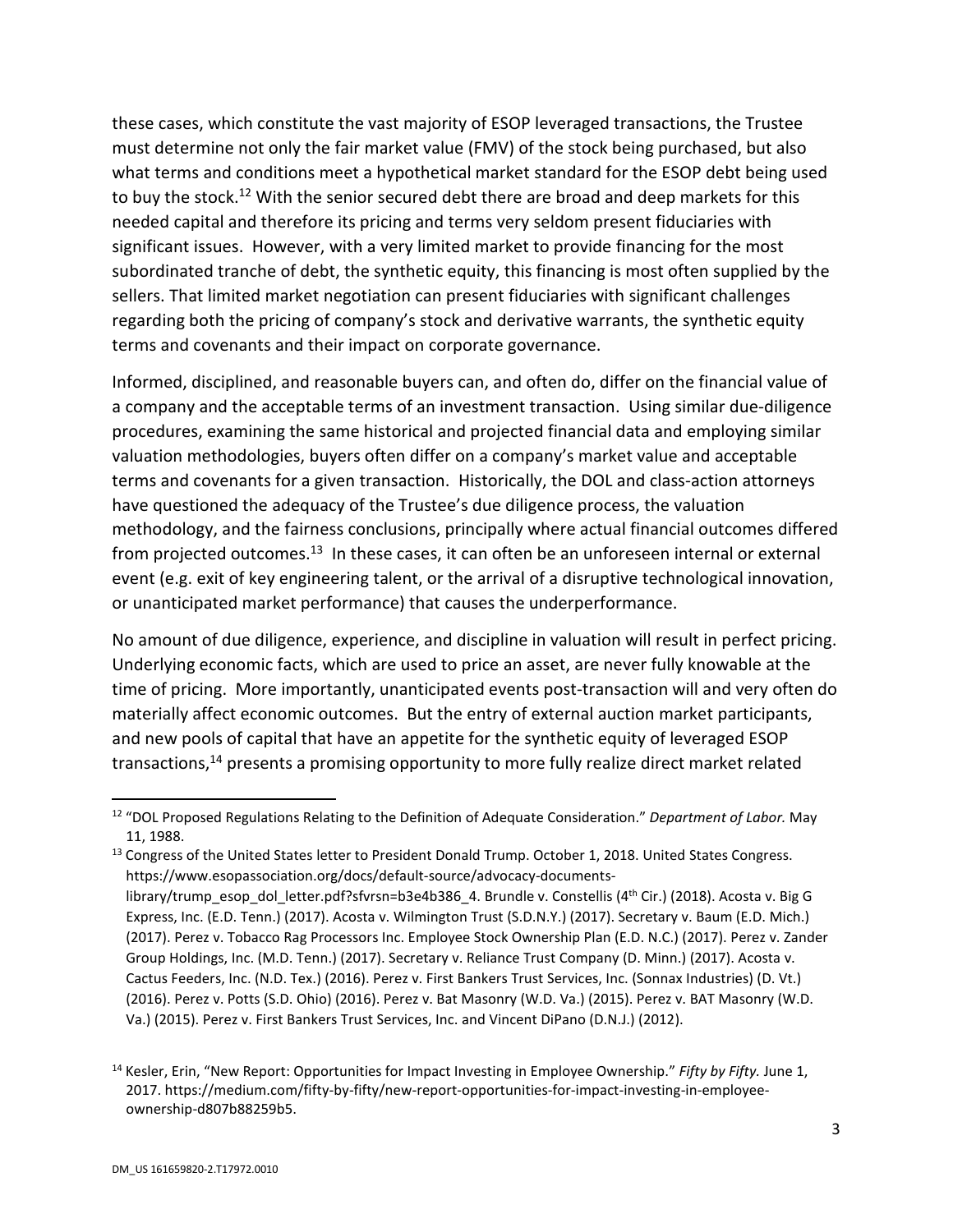these cases, which constitute the vast majority of ESOP leveraged transactions, the Trustee must determine not only the fair market value (FMV) of the stock being purchased, but also what terms and conditions meet a hypothetical market standard for the ESOP debt being used to buy the stock.[12] With the senior secured debt there are broad and deep markets for this needed capital and therefore its pricing and terms very seldom present fiduciaries with significant issues. However, with a very limited market to provide financing for the most subordinated tranche of debt, the synthetic equity, this financing is most often supplied by the sellers. That limited market negotiation can present fiduciaries with significant challenges regarding both the pricing of company's stock and derivative warrants, the synthetic equity terms and covenants and their impact on corporate governance.

Informed, disciplined, and reasonable buyers can, and often do, differ on the financial value of a company and the acceptable terms of an investment transaction. Using similar due-diligence procedures, examining the same historical and projected financial data and employing similar valuation methodologies, buyers often differ on a company's market value and acceptable terms and covenants for a given transaction. Historically, the DOL and class-action attorneys have questioned the adequacy of the Trustee's due diligence process, the valuation methodology, and the fairness conclusions, principally where actual financial outcomes differed from projected outcomes.[13] In these cases, it can often be an unforeseen internal or external event (e.g. exit of key engineering talent, or the arrival of a disruptive technological innovation, or unanticipated market performance) that causes the underperformance.

No amount of due diligence, experience, and discipline in valuation will result in perfect pricing. Underlying economic facts, which are used to price an asset, are never fully knowable at the time of pricing. More importantly, unanticipated events post-transaction will and very often do materially affect economic outcomes. But the entry of external auction market participants, and new pools of capital that have an appetite for the synthetic equity of leveraged ESOP transactions,[14] presents a promising opportunity to more fully realize direct market related

---

[12] "DOL Proposed Regulations Relating to the Definition of Adequate Consideration." *Department of Labor.* May 11, 1988.

[13] Congress of the United States letter to President Donald Trump. October 1, 2018. United States Congress. https://www.esopassociation.org/docs/default-source/advocacy-documents-library/trump_esop_dol_letter.pdf?sfvrsn=b3e4b386_4. Brundle v. Constellis (4th Cir.) (2018). Acosta v. Big G Express, Inc. (E.D. Tenn.) (2017). Acosta v. Wilmington Trust (S.D.N.Y.) (2017). Secretary v. Baum (E.D. Mich.) (2017). Perez v. Tobacco Rag Processors Inc. Employee Stock Ownership Plan (E.D. N.C.) (2017). Perez v. Zander Group Holdings, Inc. (M.D. Tenn.) (2017). Secretary v. Reliance Trust Company (D. Minn.) (2017). Acosta v. Cactus Feeders, Inc. (N.D. Tex.) (2016). Perez v. First Bankers Trust Services, Inc. (Sonnax Industries) (D. Vt.) (2016). Perez v. Potts (S.D. Ohio) (2016). Perez v. Bat Masonry (W.D. Va.) (2015). Perez v. BAT Masonry (W.D. Va.) (2015). Perez v. First Bankers Trust Services, Inc. and Vincent DiPano (D.N.J.) (2012).

[14] Kesler, Erin, "New Report: Opportunities for Impact Investing in Employee Ownership." *Fifty by Fifty.* June 1, 2017. https://medium.com/fifty-by-fifty/new-report-opportunities-for-impact-investing-in-employee-ownership-d807b88259b5.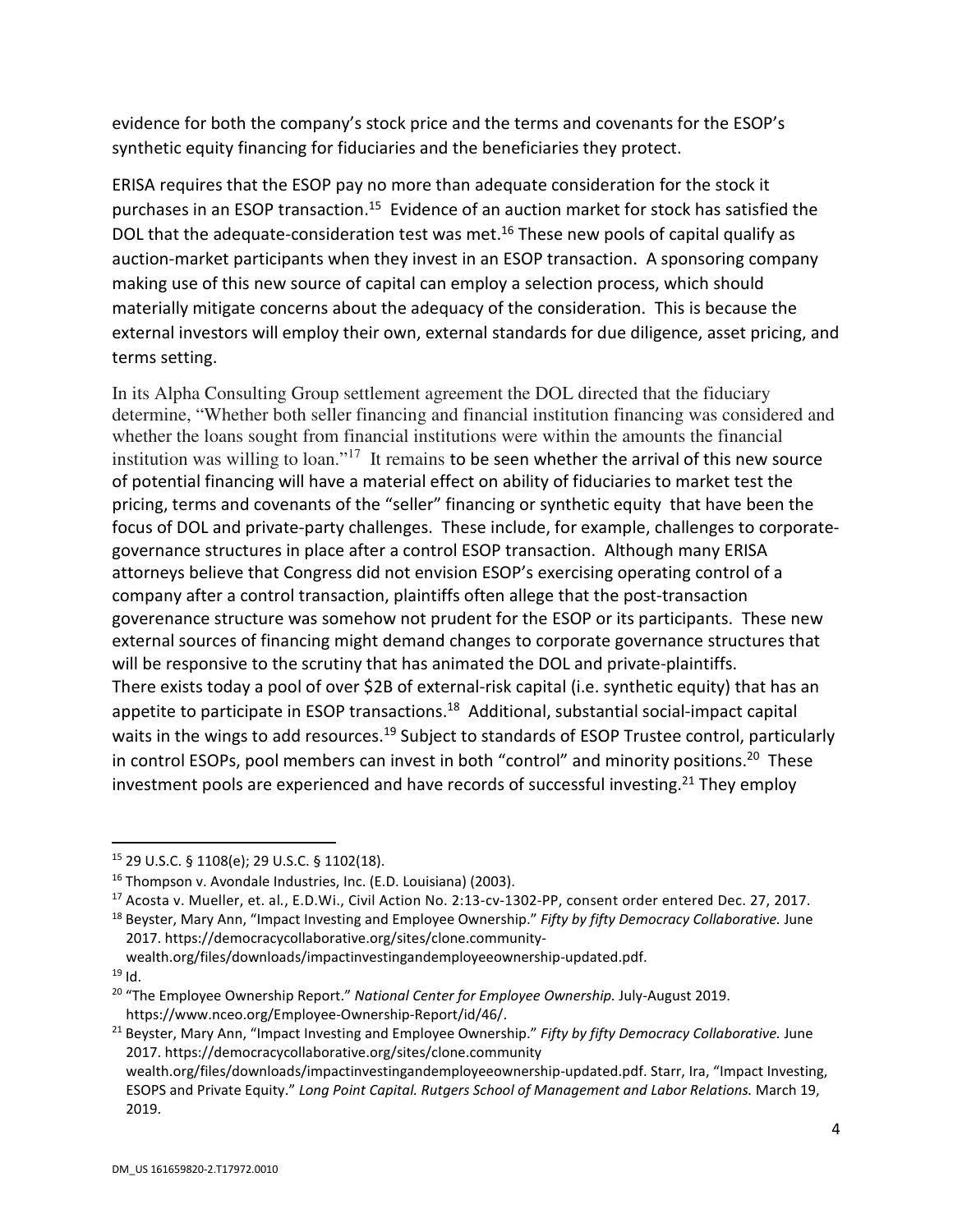evidence for both the company's stock price and the terms and covenants for the ESOP's synthetic equity financing for fiduciaries and the beneficiaries they protect.

ERISA requires that the ESOP pay no more than adequate consideration for the stock it purchases in an ESOP transaction.[15] Evidence of an auction market for stock has satisfied the DOL that the adequate-consideration test was met.[16] These new pools of capital qualify as auction-market participants when they invest in an ESOP transaction. A sponsoring company making use of this new source of capital can employ a selection process, which should materially mitigate concerns about the adequacy of the consideration. This is because the external investors will employ their own, external standards for due diligence, asset pricing, and terms setting.

In its Alpha Consulting Group settlement agreement the DOL directed that the fiduciary determine, "Whether both seller financing and financial institution financing was considered and whether the loans sought from financial institutions were within the amounts the financial institution was willing to loan."[17] It remains to be seen whether the arrival of this new source of potential financing will have a material effect on ability of fiduciaries to market test the pricing, terms and covenants of the "seller" financing or synthetic equity that have been the focus of DOL and private-party challenges. These include, for example, challenges to corporate-governance structures in place after a control ESOP transaction. Although many ERISA attorneys believe that Congress did not envision ESOP's exercising operating control of a company after a control transaction, plaintiffs often allege that the post-transaction goverenance structure was somehow not prudent for the ESOP or its participants. These new external sources of financing might demand changes to corporate governance structures that will be responsive to the scrutiny that has animated the DOL and private-plaintiffs.

There exists today a pool of over $2B of external-risk capital (i.e. synthetic equity) that has an appetite to participate in ESOP transactions.[18] Additional, substantial social-impact capital waits in the wings to add resources.[19] Subject to standards of ESOP Trustee control, particularly in control ESOPs, pool members can invest in both "control" and minority positions.[20] These investment pools are experienced and have records of successful investing.[21] They employ

---

[15] 29 U.S.C. § 1108(e); 29 U.S.C. § 1102(18).

[16] Thompson v. Avondale Industries, Inc. (E.D. Louisiana) (2003).

[17] Acosta v. Mueller, et. al., E.D.Wi., Civil Action No. 2:13-cv-1302-PP, consent order entered Dec. 27, 2017.

[18] Beyster, Mary Ann, "Impact Investing and Employee Ownership." *Fifty by fifty Democracy Collaborative.* June 2017. https://democracycollaborative.org/sites/clone.community-wealth.org/files/downloads/impactinvestingandemployeeownership-updated.pdf.

[19] Id.

[20] "The Employee Ownership Report." *National Center for Employee Ownership.* July-August 2019. https://www.nceo.org/Employee-Ownership-Report/id/46/.

[21] Beyster, Mary Ann, "Impact Investing and Employee Ownership." *Fifty by fifty Democracy Collaborative.* June 2017. https://democracycollaborative.org/sites/clone.community wealth.org/files/downloads/impactinvestingandemployeeownership-updated.pdf. Starr, Ira, "Impact Investing, ESOPS and Private Equity." *Long Point Capital. Rutgers School of Management and Labor Relations.* March 19, 2019.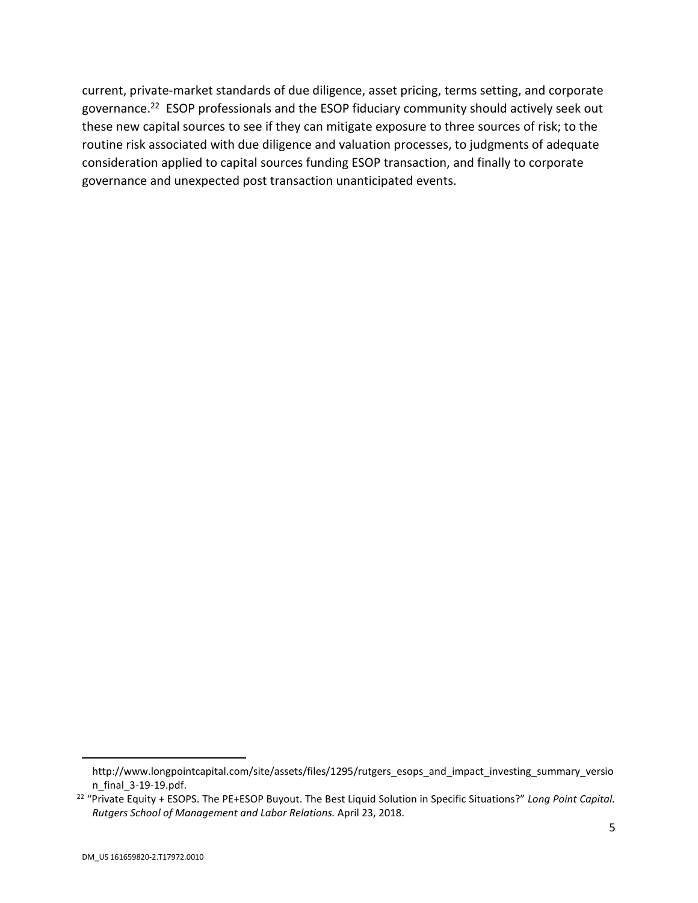current, private-market standards of due diligence, asset pricing, terms setting, and corporate governance.[22] ESOP professionals and the ESOP fiduciary community should actively seek out these new capital sources to see if they can mitigate exposure to three sources of risk; to the routine risk associated with due diligence and valuation processes, to judgments of adequate consideration applied to capital sources funding ESOP transaction, and finally to corporate governance and unexpected post transaction unanticipated events.

---

http://www.longpointcapital.com/site/assets/files/1295/rutgers_esops_and_impact_investing_summary_version_final_3-19-19.pdf.

[22] "Private Equity + ESOPS. The PE+ESOP Buyout. The Best Liquid Solution in Specific Situations?" *Long Point Capital. Rutgers School of Management and Labor Relations.* April 23, 2018.

DM_US 161659820-2.T17972.0010